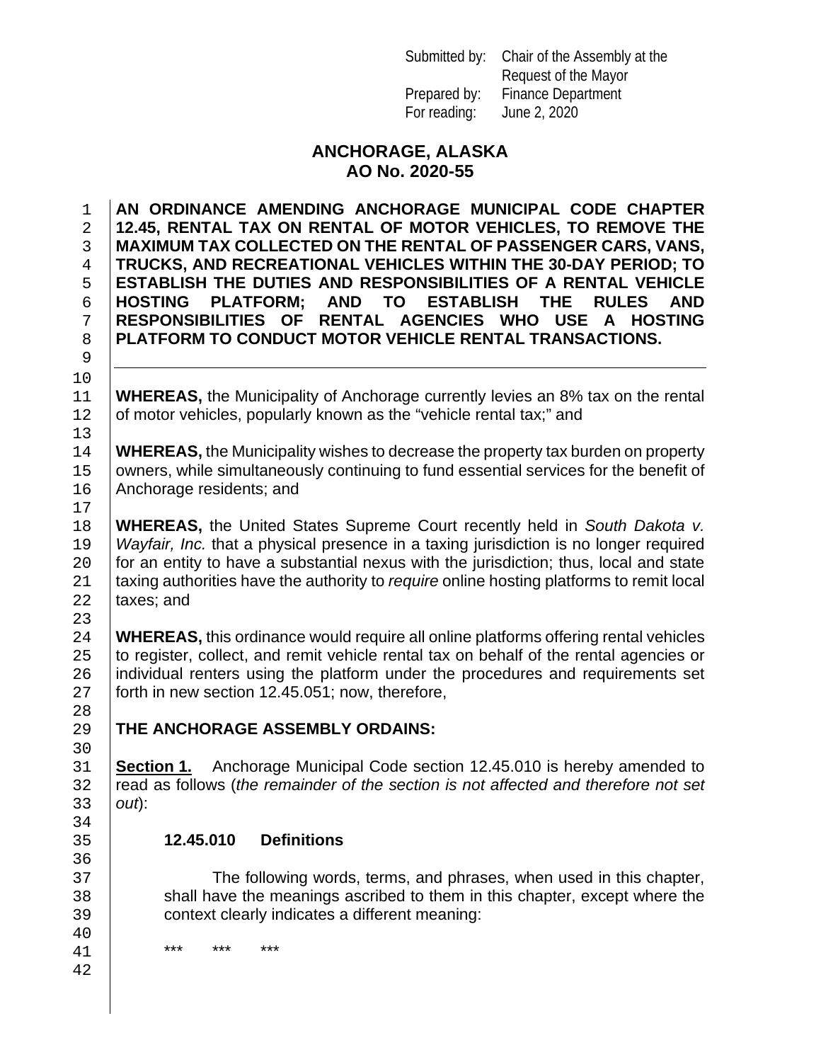Submitted by: Chair of the Assembly at the Request of the Mayor
Prepared by: Finance Department
For reading: June 2, 2020

# ANCHORAGE, ALASKA
# AO No. 2020-55

**AN ORDINANCE AMENDING ANCHORAGE MUNICIPAL CODE CHAPTER 12.45, RENTAL TAX ON RENTAL OF MOTOR VEHICLES, TO REMOVE THE MAXIMUM TAX COLLECTED ON THE RENTAL OF PASSENGER CARS, VANS, TRUCKS, AND RECREATIONAL VEHICLES WITHIN THE 30-DAY PERIOD; TO ESTABLISH THE DUTIES AND RESPONSIBILITIES OF A RENTAL VEHICLE HOSTING PLATFORM; AND TO ESTABLISH THE RULES AND RESPONSIBILITIES OF RENTAL AGENCIES WHO USE A HOSTING PLATFORM TO CONDUCT MOTOR VEHICLE RENTAL TRANSACTIONS.**

---

**WHEREAS,** the Municipality of Anchorage currently levies an 8% tax on the rental of motor vehicles, popularly known as the "vehicle rental tax;" and

**WHEREAS,** the Municipality wishes to decrease the property tax burden on property owners, while simultaneously continuing to fund essential services for the benefit of Anchorage residents; and

**WHEREAS,** the United States Supreme Court recently held in *South Dakota v. Wayfair, Inc.* that a physical presence in a taxing jurisdiction is no longer required for an entity to have a substantial nexus with the jurisdiction; thus, local and state taxing authorities have the authority to *require* online hosting platforms to remit local taxes; and

**WHEREAS,** this ordinance would require all online platforms offering rental vehicles to register, collect, and remit vehicle rental tax on behalf of the rental agencies or individual renters using the platform under the procedures and requirements set forth in new section 12.45.051; now, therefore,

**THE ANCHORAGE ASSEMBLY ORDAINS:**

**Section 1.** Anchorage Municipal Code section 12.45.010 is hereby amended to read as follows (*the remainder of the section is not affected and therefore not set out*):

**12.45.010 Definitions**

The following words, terms, and phrases, when used in this chapter, shall have the meanings ascribed to them in this chapter, except where the context clearly indicates a different meaning:

\*\*\* \*\*\* \*\*\*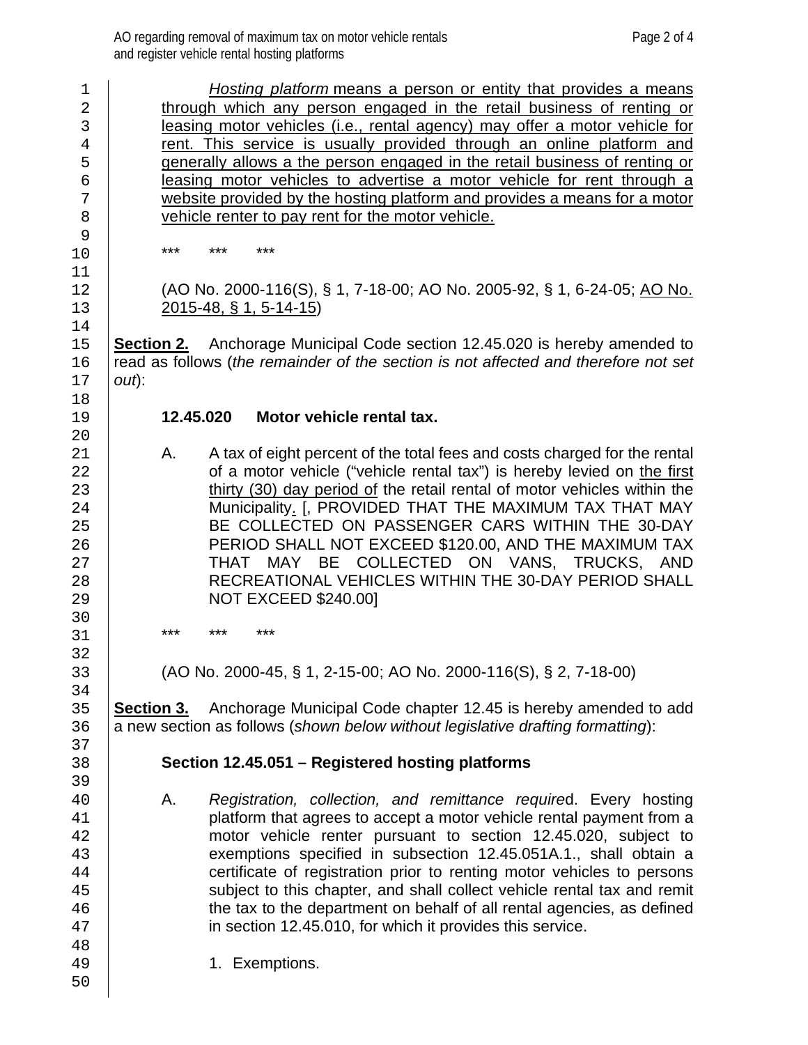*Hosting platform* means a person or entity that provides a means through which any person engaged in the retail business of renting or leasing motor vehicles (i.e., rental agency) may offer a motor vehicle for rent. This service is usually provided through an online platform and generally allows a the person engaged in the retail business of renting or leasing motor vehicles to advertise a motor vehicle for rent through a website provided by the hosting platform and provides a means for a motor vehicle renter to pay rent for the motor vehicle.

\*\*\*     \*\*\*     \*\*\*

(AO No. 2000-116(S), § 1, 7-18-00; AO No. 2005-92, § 1, 6-24-05; AO No. 2015-48, § 1, 5-14-15)

**Section 2.** Anchorage Municipal Code section 12.45.020 is hereby amended to read as follows (*the remainder of the section is not affected and therefore not set out*):

**12.45.020 Motor vehicle rental tax.**

A. A tax of eight percent of the total fees and costs charged for the rental of a motor vehicle ("vehicle rental tax") is hereby levied on the first thirty (30) day period of the retail rental of motor vehicles within the Municipality. [, PROVIDED THAT THE MAXIMUM TAX THAT MAY BE COLLECTED ON PASSENGER CARS WITHIN THE 30-DAY PERIOD SHALL NOT EXCEED $120.00, AND THE MAXIMUM TAX THAT MAY BE COLLECTED ON VANS, TRUCKS, AND RECREATIONAL VEHICLES WITHIN THE 30-DAY PERIOD SHALL NOT EXCEED $240.00]

\*\*\*     \*\*\*     \*\*\*

(AO No. 2000-45, § 1, 2-15-00; AO No. 2000-116(S), § 2, 7-18-00)

**Section 3.** Anchorage Municipal Code chapter 12.45 is hereby amended to add a new section as follows (*shown below without legislative drafting formatting*):

**Section 12.45.051 – Registered hosting platforms**

A. *Registration, collection, and remittance require*d. Every hosting platform that agrees to accept a motor vehicle rental payment from a motor vehicle renter pursuant to section 12.45.020, subject to exemptions specified in subsection 12.45.051A.1., shall obtain a certificate of registration prior to renting motor vehicles to persons subject to this chapter, and shall collect vehicle rental tax and remit the tax to the department on behalf of all rental agencies, as defined in section 12.45.010, for which it provides this service.

1. Exemptions.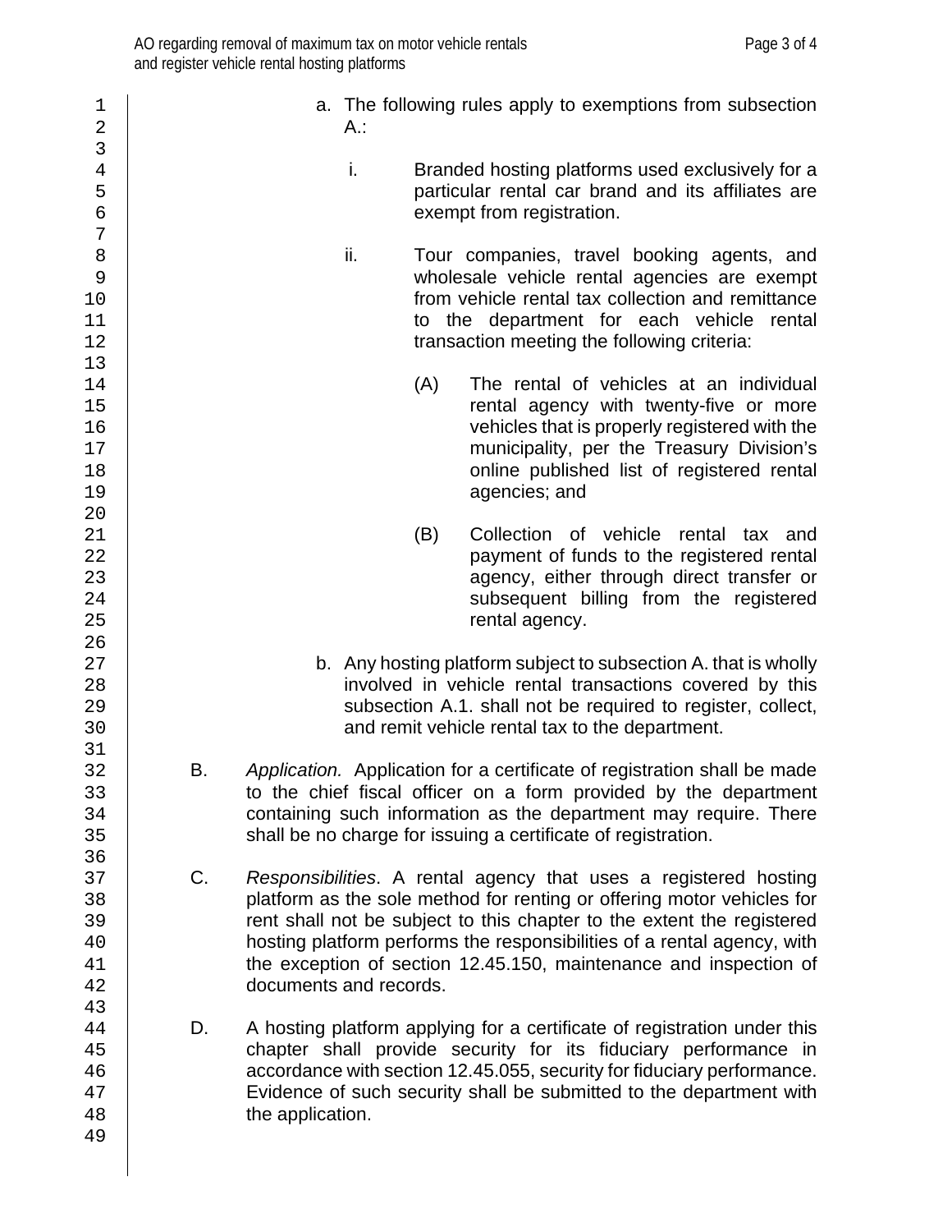a. The following rules apply to exemptions from subsection A.:

   i. Branded hosting platforms used exclusively for a particular rental car brand and its affiliates are exempt from registration.

   ii. Tour companies, travel booking agents, and wholesale vehicle rental agencies are exempt from vehicle rental tax collection and remittance to the department for each vehicle rental transaction meeting the following criteria:

      (A) The rental of vehicles at an individual rental agency with twenty-five or more vehicles that is properly registered with the municipality, per the Treasury Division's online published list of registered rental agencies; and

      (B) Collection of vehicle rental tax and payment of funds to the registered rental agency, either through direct transfer or subsequent billing from the registered rental agency.

b. Any hosting platform subject to subsection A. that is wholly involved in vehicle rental transactions covered by this subsection A.1. shall not be required to register, collect, and remit vehicle rental tax to the department.

B. *Application.* Application for a certificate of registration shall be made to the chief fiscal officer on a form provided by the department containing such information as the department may require. There shall be no charge for issuing a certificate of registration.

C. *Responsibilities*. A rental agency that uses a registered hosting platform as the sole method for renting or offering motor vehicles for rent shall not be subject to this chapter to the extent the registered hosting platform performs the responsibilities of a rental agency, with the exception of section 12.45.150, maintenance and inspection of documents and records.

D. A hosting platform applying for a certificate of registration under this chapter shall provide security for its fiduciary performance in accordance with section 12.45.055, security for fiduciary performance. Evidence of such security shall be submitted to the department with the application.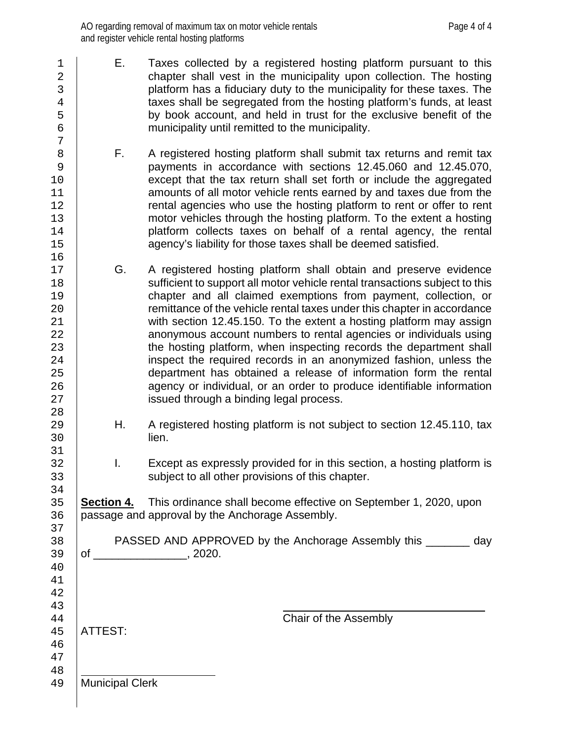E. Taxes collected by a registered hosting platform pursuant to this chapter shall vest in the municipality upon collection. The hosting platform has a fiduciary duty to the municipality for these taxes. The taxes shall be segregated from the hosting platform's funds, at least by book account, and held in trust for the exclusive benefit of the municipality until remitted to the municipality.

F. A registered hosting platform shall submit tax returns and remit tax payments in accordance with sections 12.45.060 and 12.45.070, except that the tax return shall set forth or include the aggregated amounts of all motor vehicle rents earned by and taxes due from the rental agencies who use the hosting platform to rent or offer to rent motor vehicles through the hosting platform. To the extent a hosting platform collects taxes on behalf of a rental agency, the rental agency's liability for those taxes shall be deemed satisfied.

G. A registered hosting platform shall obtain and preserve evidence sufficient to support all motor vehicle rental transactions subject to this chapter and all claimed exemptions from payment, collection, or remittance of the vehicle rental taxes under this chapter in accordance with section 12.45.150. To the extent a hosting platform may assign anonymous account numbers to rental agencies or individuals using the hosting platform, when inspecting records the department shall inspect the required records in an anonymized fashion, unless the department has obtained a release of information form the rental agency or individual, or an order to produce identifiable information issued through a binding legal process.

H. A registered hosting platform is not subject to section 12.45.110, tax lien.

I. Except as expressly provided for in this section, a hosting platform is subject to all other provisions of this chapter.

**Section 4.** This ordinance shall become effective on September 1, 2020, upon passage and approval by the Anchorage Assembly.

PASSED AND APPROVED by the Anchorage Assembly this _______ day of _______________, 2020.

_________________________________
Chair of the Assembly

ATTEST:

_________________________
Municipal Clerk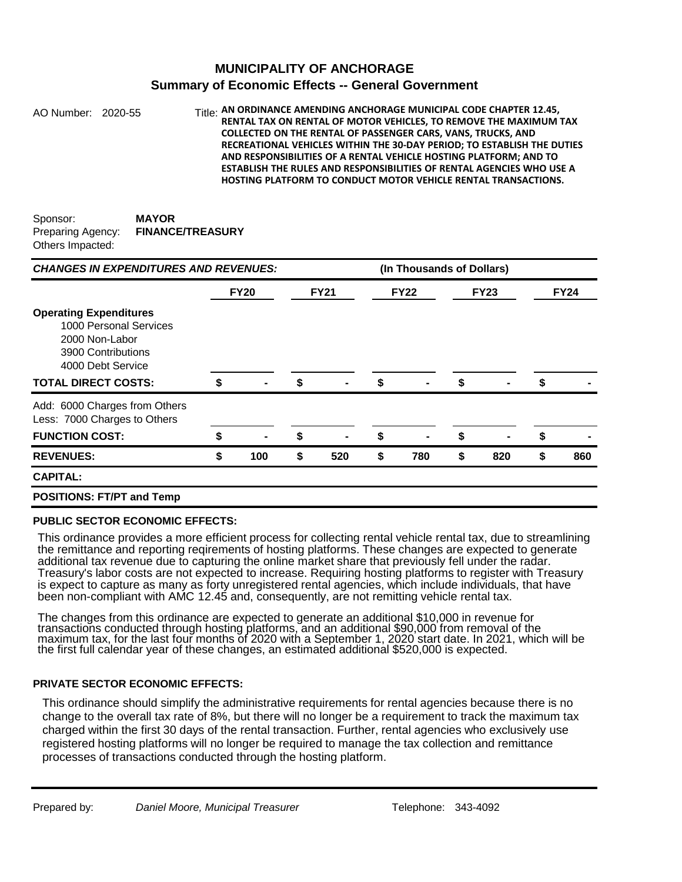# MUNICIPALITY OF ANCHORAGE

## Summary of Economic Effects -- General Government

AO Number: 2020-55

Title: **AN ORDINANCE AMENDING ANCHORAGE MUNICIPAL CODE CHAPTER 12.45, RENTAL TAX ON RENTAL OF MOTOR VEHICLES, TO REMOVE THE MAXIMUM TAX COLLECTED ON THE RENTAL OF PASSENGER CARS, VANS, TRUCKS, AND RECREATIONAL VEHICLES WITHIN THE 30-DAY PERIOD; TO ESTABLISH THE DUTIES AND RESPONSIBILITIES OF A RENTAL VEHICLE HOSTING PLATFORM; AND TO ESTABLISH THE RULES AND RESPONSIBILITIES OF RENTAL AGENCIES WHO USE A HOSTING PLATFORM TO CONDUCT MOTOR VEHICLE RENTAL TRANSACTIONS.**

Sponsor: **MAYOR**
Preparing Agency: **FINANCE/TREASURY**
Others Impacted:

| ***CHANGES IN EXPENDITURES AND REVENUES:*** | **(In Thousands of Dollars)** | | | | |
|---|---|---|---|---|---|
| | **FY20** | **FY21** | **FY22** | **FY23** | **FY24** |
| **Operating Expenditures** | | | | | |
| 1000 Personal Services | | | | | |
| 2000 Non-Labor | | | | | |
| 3900 Contributions | | | | | |
| 4000 Debt Service | | | | | |
| **TOTAL DIRECT COSTS:** | $ - | $ - | $ - | $ - | $ - |
| Add: 6000 Charges from Others | | | | | |
| Less: 7000 Charges to Others | | | | | |
| **FUNCTION COST:** | $ - | $ - | $ - | $ - | $ - |
| **REVENUES:** | $ 100 | $ 520 | $ 780 | $ 820 | $ 860 |
| **CAPITAL:** | | | | | |
| **POSITIONS: FT/PT and Temp** | | | | | |

**PUBLIC SECTOR ECONOMIC EFFECTS:**

This ordinance provides a more efficient process for collecting rental vehicle rental tax, due to streamlining the remittance and reporting reqirements of hosting platforms. These changes are expected to generate additional tax revenue due to capturing the online market share that previously fell under the radar. Treasury's labor costs are not expected to increase. Requiring hosting platforms to register with Treasury is expect to capture as many as forty unregistered rental agencies, which include individuals, that have been non-compliant with AMC 12.45 and, consequently, are not remitting vehicle rental tax.

The changes from this ordinance are expected to generate an additional $10,000 in revenue for transactions conducted through hosting platforms, and an additional $90,000 from removal of the maximum tax, for the last four months of 2020 with a September 1, 2020 start date. In 2021, which will be the first full calendar year of these changes, an estimated additional $520,000 is expected.

**PRIVATE SECTOR ECONOMIC EFFECTS:**

This ordinance should simplify the administrative requirements for rental agencies because there is no change to the overall tax rate of 8%, but there will no longer be a requirement to track the maximum tax charged within the first 30 days of the rental transaction. Further, rental agencies who exclusively use registered hosting platforms will no longer be required to manage the tax collection and remittance processes of transactions conducted through the hosting platform.

Prepared by: *Daniel Moore, Municipal Treasurer* Telephone: 343-4092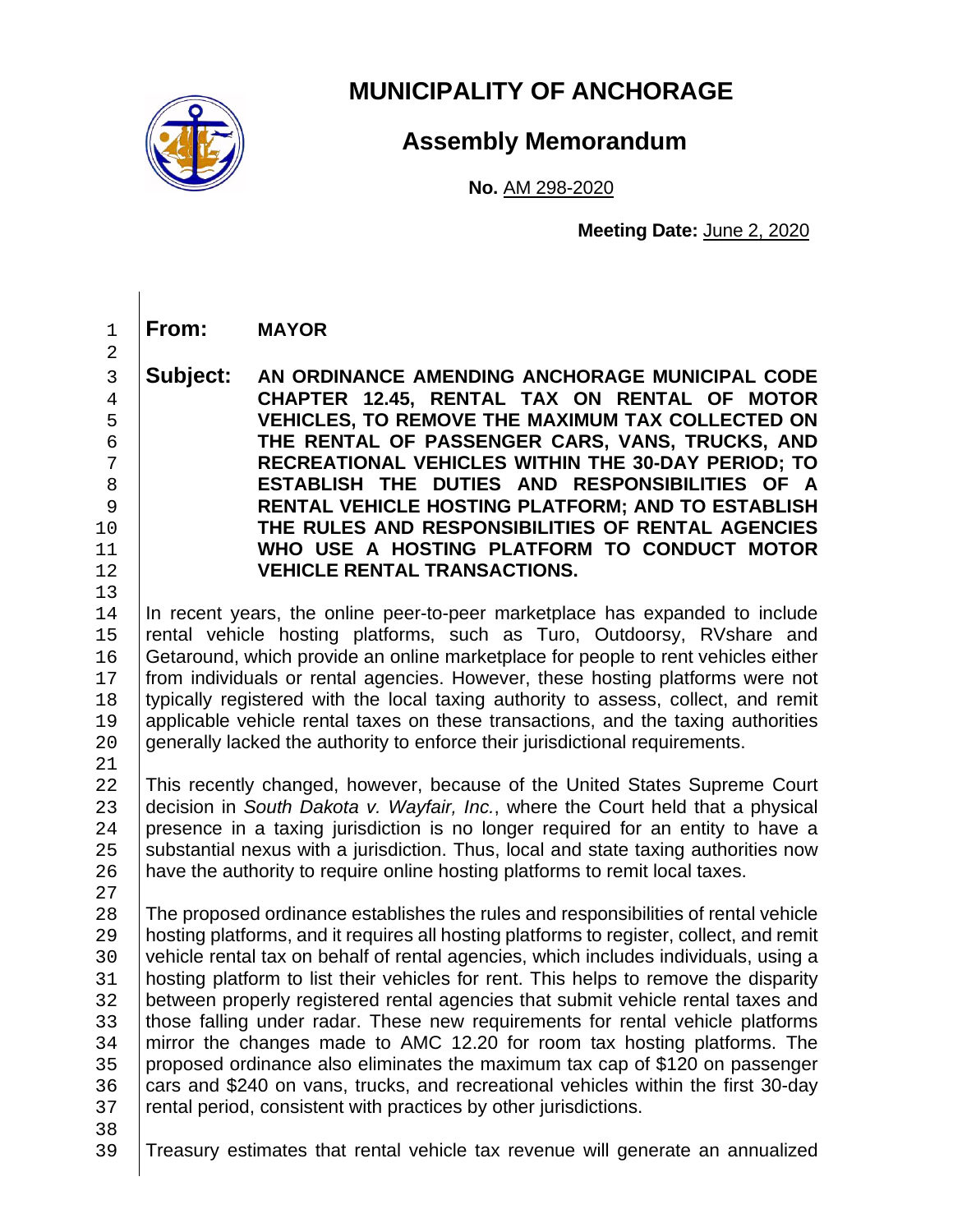# MUNICIPALITY OF ANCHORAGE

## Assembly Memorandum

**No.** AM 298-2020

**Meeting Date:** June 2, 2020

**From:** **MAYOR**

**Subject:** **AN ORDINANCE AMENDING ANCHORAGE MUNICIPAL CODE CHAPTER 12.45, RENTAL TAX ON RENTAL OF MOTOR VEHICLES, TO REMOVE THE MAXIMUM TAX COLLECTED ON THE RENTAL OF PASSENGER CARS, VANS, TRUCKS, AND RECREATIONAL VEHICLES WITHIN THE 30-DAY PERIOD; TO ESTABLISH THE DUTIES AND RESPONSIBILITIES OF A RENTAL VEHICLE HOSTING PLATFORM; AND TO ESTABLISH THE RULES AND RESPONSIBILITIES OF RENTAL AGENCIES WHO USE A HOSTING PLATFORM TO CONDUCT MOTOR VEHICLE RENTAL TRANSACTIONS.**

In recent years, the online peer-to-peer marketplace has expanded to include rental vehicle hosting platforms, such as Turo, Outdoorsy, RVshare and Getaround, which provide an online marketplace for people to rent vehicles either from individuals or rental agencies. However, these hosting platforms were not typically registered with the local taxing authority to assess, collect, and remit applicable vehicle rental taxes on these transactions, and the taxing authorities generally lacked the authority to enforce their jurisdictional requirements.

This recently changed, however, because of the United States Supreme Court decision in *South Dakota v. Wayfair, Inc.*, where the Court held that a physical presence in a taxing jurisdiction is no longer required for an entity to have a substantial nexus with a jurisdiction. Thus, local and state taxing authorities now have the authority to require online hosting platforms to remit local taxes.

The proposed ordinance establishes the rules and responsibilities of rental vehicle hosting platforms, and it requires all hosting platforms to register, collect, and remit vehicle rental tax on behalf of rental agencies, which includes individuals, using a hosting platform to list their vehicles for rent. This helps to remove the disparity between properly registered rental agencies that submit vehicle rental taxes and those falling under radar. These new requirements for rental vehicle platforms mirror the changes made to AMC 12.20 for room tax hosting platforms. The proposed ordinance also eliminates the maximum tax cap of $120 on passenger cars and $240 on vans, trucks, and recreational vehicles within the first 30-day rental period, consistent with practices by other jurisdictions.

Treasury estimates that rental vehicle tax revenue will generate an annualized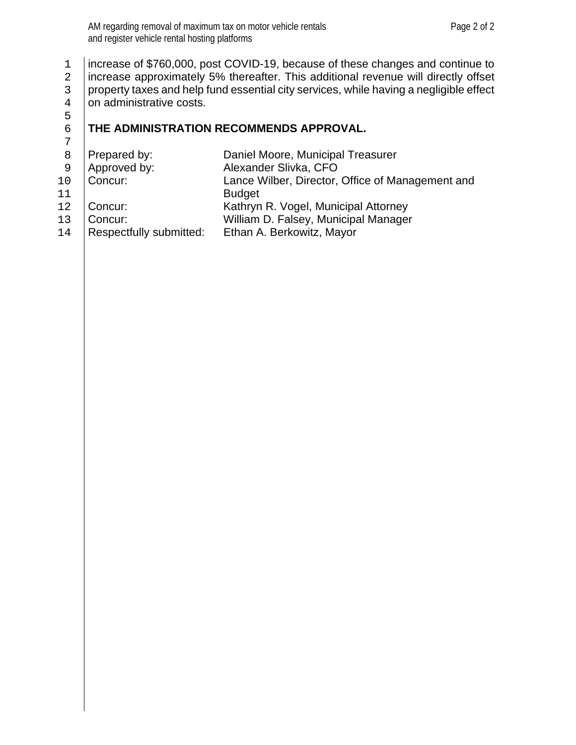increase of $760,000, post COVID-19, because of these changes and continue to increase approximately 5% thereafter. This additional revenue will directly offset property taxes and help fund essential city services, while having a negligible effect on administrative costs.

**THE ADMINISTRATION RECOMMENDS APPROVAL.**

| | |
|---|---|
| Prepared by: | Daniel Moore, Municipal Treasurer |
| Approved by: | Alexander Slivka, CFO |
| Concur: | Lance Wilber, Director, Office of Management and Budget |
| Concur: | Kathryn R. Vogel, Municipal Attorney |
| Concur: | William D. Falsey, Municipal Manager |
| Respectfully submitted: | Ethan A. Berkowitz, Mayor |